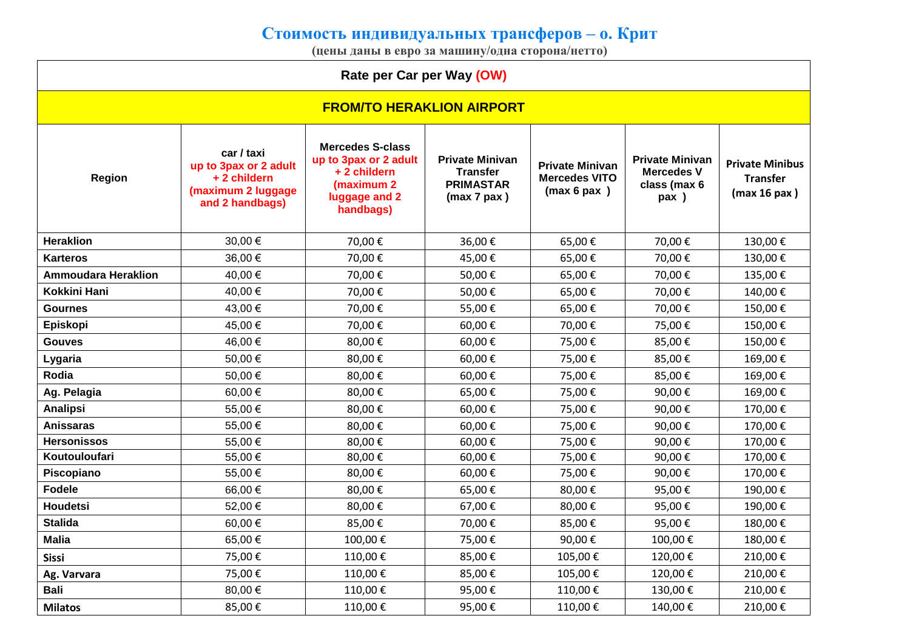# Стоимость индивидуальных трансферов – о. Крит

**(цены даны в евро за машину/одна сторона/нетто)**

| Rate per Car per Way (OW) | | | | | | |
|---|---|---|---|---|---|---|
| **FROM/TO HERAKLION AIRPORT** | | | | | | |
| **Region** | **car / taxi up to 3pax or 2 adult + 2 childern (maximum 2 luggage and 2 handbags)** | **Mercedes S-class up to 3pax or 2 adult + 2 childern (maximum 2 luggage and 2 handbags)** | **Private Minivan Transfer PRIMASTAR (max 7 pax )** | **Private Minivan Mercedes VITO (max 6 pax )** | **Private Minivan Mercedes V class (max 6 pax )** | **Private Minibus Transfer (max 16 pax )** |
| **Heraklion** | 30,00 € | 70,00 € | 36,00 € | 65,00 € | 70,00 € | 130,00 € |
| **Karteros** | 36,00 € | 70,00 € | 45,00 € | 65,00 € | 70,00 € | 130,00 € |
| **Ammoudara Heraklion** | 40,00 € | 70,00 € | 50,00 € | 65,00 € | 70,00 € | 135,00 € |
| **Kokkini Hani** | 40,00 € | 70,00 € | 50,00 € | 65,00 € | 70,00 € | 140,00 € |
| **Gournes** | 43,00 € | 70,00 € | 55,00 € | 65,00 € | 70,00 € | 150,00 € |
| **Episkopi** | 45,00 € | 70,00 € | 60,00 € | 70,00 € | 75,00 € | 150,00 € |
| **Gouves** | 46,00 € | 80,00 € | 60,00 € | 75,00 € | 85,00 € | 150,00 € |
| **Lygaria** | 50,00 € | 80,00 € | 60,00 € | 75,00 € | 85,00 € | 169,00 € |
| **Rodia** | 50,00 € | 80,00 € | 60,00 € | 75,00 € | 85,00 € | 169,00 € |
| **Ag. Pelagia** | 60,00 € | 80,00 € | 65,00 € | 75,00 € | 90,00 € | 169,00 € |
| **Analipsi** | 55,00 € | 80,00 € | 60,00 € | 75,00 € | 90,00 € | 170,00 € |
| **Anissaras** | 55,00 € | 80,00 € | 60,00 € | 75,00 € | 90,00 € | 170,00 € |
| **Hersonissos** | 55,00 € | 80,00 € | 60,00 € | 75,00 € | 90,00 € | 170,00 € |
| **Koutouloufari** | 55,00 € | 80,00 € | 60,00 € | 75,00 € | 90,00 € | 170,00 € |
| **Piscopiano** | 55,00 € | 80,00 € | 60,00 € | 75,00 € | 90,00 € | 170,00 € |
| **Fodele** | 66,00 € | 80,00 € | 65,00 € | 80,00 € | 95,00 € | 190,00 € |
| **Houdetsi** | 52,00 € | 80,00 € | 67,00 € | 80,00 € | 95,00 € | 190,00 € |
| **Stalida** | 60,00 € | 85,00 € | 70,00 € | 85,00 € | 95,00 € | 180,00 € |
| **Malia** | 65,00 € | 100,00 € | 75,00 € | 90,00 € | 100,00 € | 180,00 € |
| **Sissi** | 75,00 € | 110,00 € | 85,00 € | 105,00 € | 120,00 € | 210,00 € |
| **Ag. Varvara** | 75,00 € | 110,00 € | 85,00 € | 105,00 € | 120,00 € | 210,00 € |
| **Bali** | 80,00 € | 110,00 € | 95,00 € | 110,00 € | 130,00 € | 210,00 € |
| **Milatos** | 85,00 € | 110,00 € | 95,00 € | 110,00 € | 140,00 € | 210,00 € |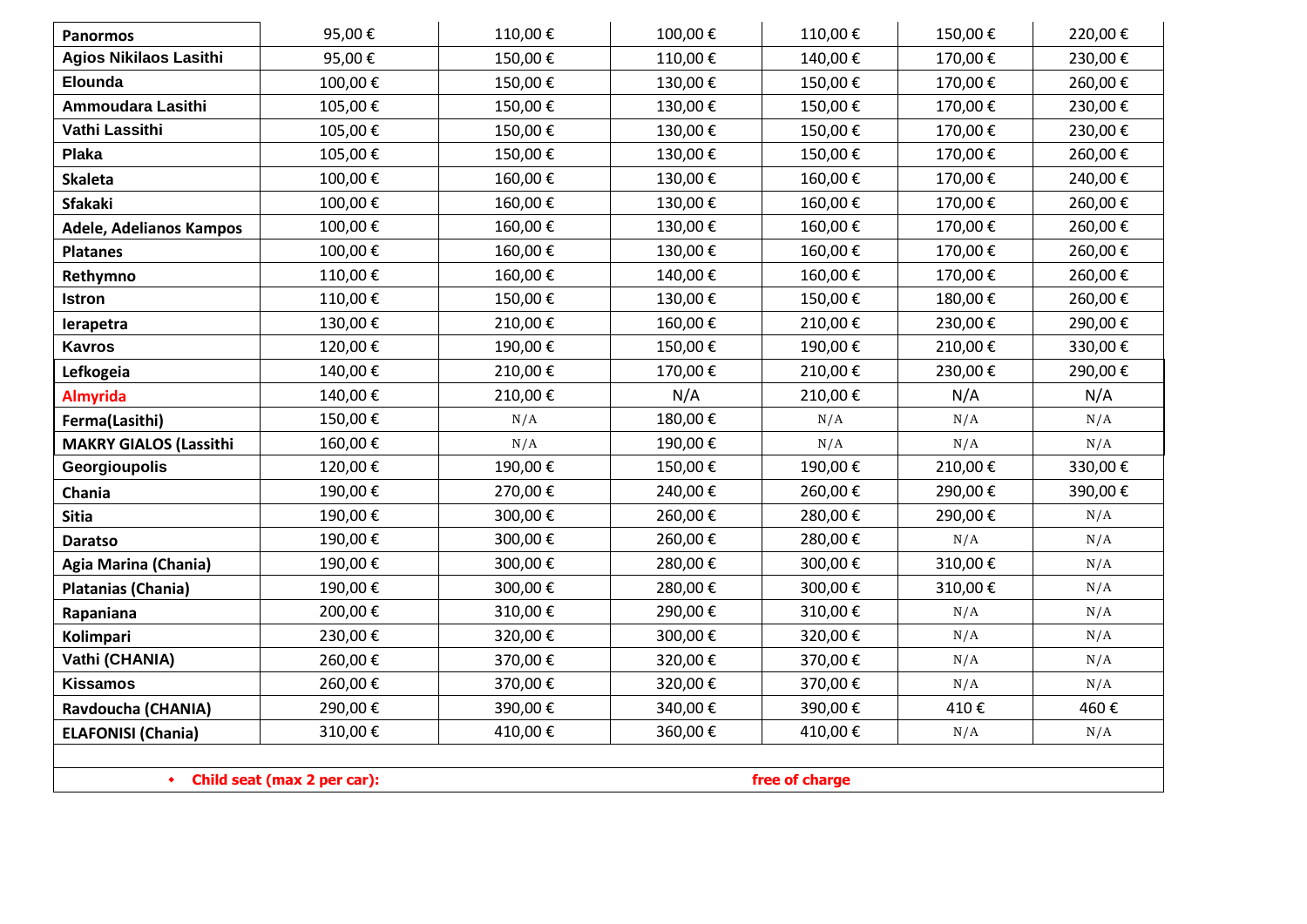| | | | | | | |
|---|---|---|---|---|---|---|
| **Panormos** | 95,00 € | 110,00 € | 100,00 € | 110,00 € | 150,00 € | 220,00 € |
| **Agios Nikilaos Lasithi** | 95,00 € | 150,00 € | 110,00 € | 140,00 € | 170,00 € | 230,00 € |
| **Elounda** | 100,00 € | 150,00 € | 130,00 € | 150,00 € | 170,00 € | 260,00 € |
| **Ammoudara Lasithi** | 105,00 € | 150,00 € | 130,00 € | 150,00 € | 170,00 € | 230,00 € |
| **Vathi Lassithi** | 105,00 € | 150,00 € | 130,00 € | 150,00 € | 170,00 € | 230,00 € |
| **Plaka** | 105,00 € | 150,00 € | 130,00 € | 150,00 € | 170,00 € | 260,00 € |
| **Skaleta** | 100,00 € | 160,00 € | 130,00 € | 160,00 € | 170,00 € | 240,00 € |
| **Sfakaki** | 100,00 € | 160,00 € | 130,00 € | 160,00 € | 170,00 € | 260,00 € |
| **Adele, Adelianos Kampos** | 100,00 € | 160,00 € | 130,00 € | 160,00 € | 170,00 € | 260,00 € |
| **Platanes** | 100,00 € | 160,00 € | 130,00 € | 160,00 € | 170,00 € | 260,00 € |
| **Rethymno** | 110,00 € | 160,00 € | 140,00 € | 160,00 € | 170,00 € | 260,00 € |
| **Istron** | 110,00 € | 150,00 € | 130,00 € | 150,00 € | 180,00 € | 260,00 € |
| **Ierapetra** | 130,00 € | 210,00 € | 160,00 € | 210,00 € | 230,00 € | 290,00 € |
| **Kavros** | 120,00 € | 190,00 € | 150,00 € | 190,00 € | 210,00 € | 330,00 € |
| **Lefkogeia** | 140,00 € | 210,00 € | 170,00 € | 210,00 € | 230,00 € | 290,00 € |
| **Almyrida** | 140,00 € | 210,00 € | N/A | 210,00 € | N/A | N/A |
| **Ferma(Lasithi)** | 150,00 € | N/A | 180,00 € | N/A | N/A | N/A |
| **MAKRY GIALOS (Lassithi** | 160,00 € | N/A | 190,00 € | N/A | N/A | N/A |
| **Georgioupolis** | 120,00 € | 190,00 € | 150,00 € | 190,00 € | 210,00 € | 330,00 € |
| **Chania** | 190,00 € | 270,00 € | 240,00 € | 260,00 € | 290,00 € | 390,00 € |
| **Sitia** | 190,00 € | 300,00 € | 260,00 € | 280,00 € | 290,00 € | N/A |
| **Daratso** | 190,00 € | 300,00 € | 260,00 € | 280,00 € | N/A | N/A |
| **Agia Marina (Chania)** | 190,00 € | 300,00 € | 280,00 € | 300,00 € | 310,00 € | N/A |
| **Platanias (Chania)** | 190,00 € | 300,00 € | 280,00 € | 300,00 € | 310,00 € | N/A |
| **Rapaniana** | 200,00 € | 310,00 € | 290,00 € | 310,00 € | N/A | N/A |
| **Kolimpari** | 230,00 € | 320,00 € | 300,00 € | 320,00 € | N/A | N/A |
| **Vathi (CHANIA)** | 260,00 € | 370,00 € | 320,00 € | 370,00 € | N/A | N/A |
| **Kissamos** | 260,00 € | 370,00 € | 320,00 € | 370,00 € | N/A | N/A |
| **Ravdoucha (CHANIA)** | 290,00 € | 390,00 € | 340,00 € | 390,00 € | 410 € | 460 € |
| **ELAFONISI (Chania)** | 310,00 € | 410,00 € | 360,00 € | 410,00 € | N/A | N/A |

- **Child seat (max 2 per car):** **free of charge**